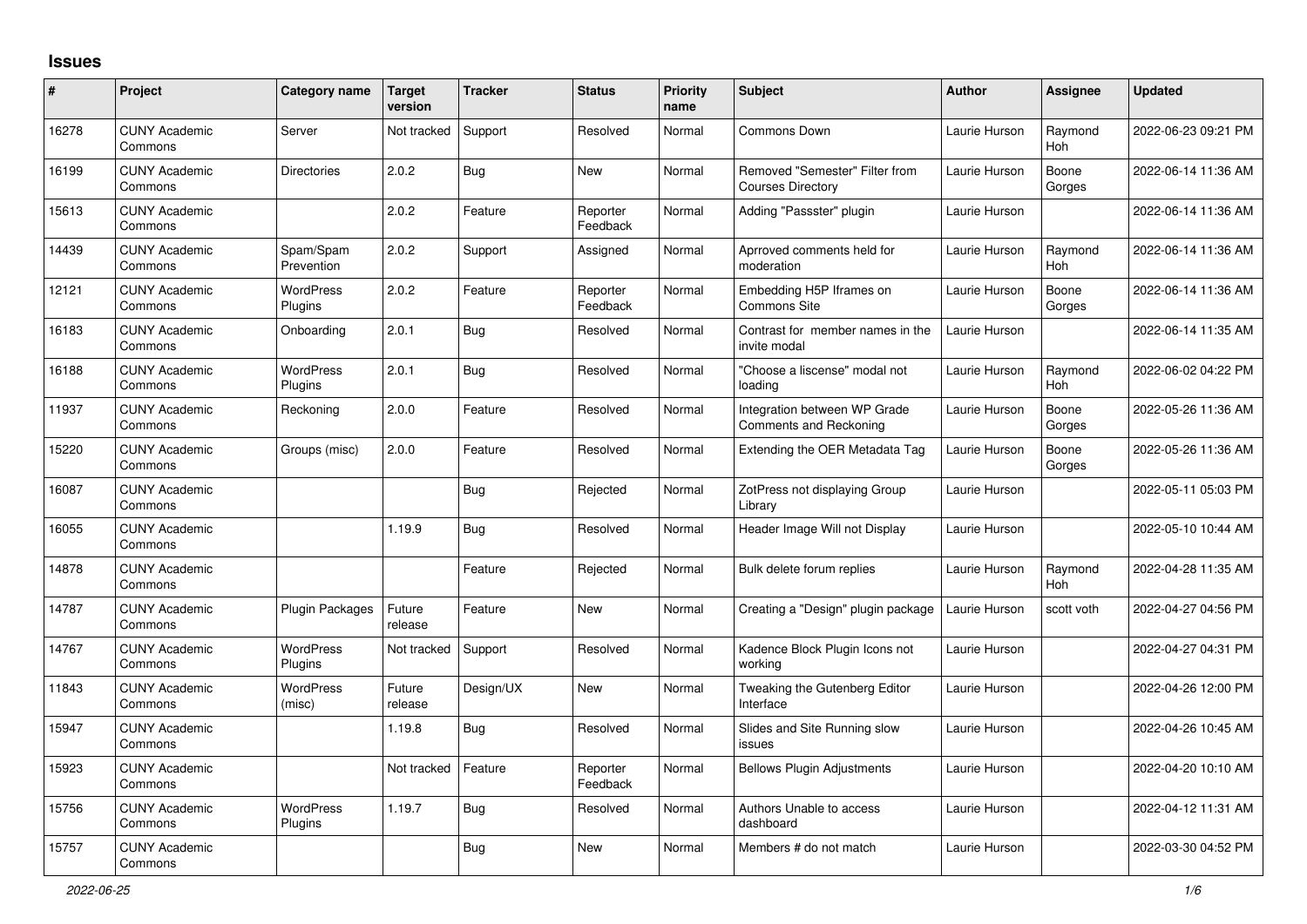## Issues

| # | Project | Category name | Target version | Tracker | Status | Priority name | Subject | Author | Assignee | Updated |
|---|---|---|---|---|---|---|---|---|---|---|
| 16278 | CUNY Academic Commons | Server | Not tracked | Support | Resolved | Normal | Commons Down | Laurie Hurson | Raymond Hoh | 2022-06-23 09:21 PM |
| 16199 | CUNY Academic Commons | Directories | 2.0.2 | Bug | New | Normal | Removed "Semester" Filter from Courses Directory | Laurie Hurson | Boone Gorges | 2022-06-14 11:36 AM |
| 15613 | CUNY Academic Commons | | 2.0.2 | Feature | Reporter Feedback | Normal | Adding "Passster" plugin | Laurie Hurson | | 2022-06-14 11:36 AM |
| 14439 | CUNY Academic Commons | Spam/Spam Prevention | 2.0.2 | Support | Assigned | Normal | Aprroved comments held for moderation | Laurie Hurson | Raymond Hoh | 2022-06-14 11:36 AM |
| 12121 | CUNY Academic Commons | WordPress Plugins | 2.0.2 | Feature | Reporter Feedback | Normal | Embedding H5P Iframes on Commons Site | Laurie Hurson | Boone Gorges | 2022-06-14 11:36 AM |
| 16183 | CUNY Academic Commons | Onboarding | 2.0.1 | Bug | Resolved | Normal | Contrast for member names in the invite modal | Laurie Hurson | | 2022-06-14 11:35 AM |
| 16188 | CUNY Academic Commons | WordPress Plugins | 2.0.1 | Bug | Resolved | Normal | "Choose a liscense" modal not loading | Laurie Hurson | Raymond Hoh | 2022-06-02 04:22 PM |
| 11937 | CUNY Academic Commons | Reckoning | 2.0.0 | Feature | Resolved | Normal | Integration between WP Grade Comments and Reckoning | Laurie Hurson | Boone Gorges | 2022-05-26 11:36 AM |
| 15220 | CUNY Academic Commons | Groups (misc) | 2.0.0 | Feature | Resolved | Normal | Extending the OER Metadata Tag | Laurie Hurson | Boone Gorges | 2022-05-26 11:36 AM |
| 16087 | CUNY Academic Commons | | | Bug | Rejected | Normal | ZotPress not displaying Group Library | Laurie Hurson | | 2022-05-11 05:03 PM |
| 16055 | CUNY Academic Commons | | 1.19.9 | Bug | Resolved | Normal | Header Image Will not Display | Laurie Hurson | | 2022-05-10 10:44 AM |
| 14878 | CUNY Academic Commons | | | Feature | Rejected | Normal | Bulk delete forum replies | Laurie Hurson | Raymond Hoh | 2022-04-28 11:35 AM |
| 14787 | CUNY Academic Commons | Plugin Packages | Future release | Feature | New | Normal | Creating a "Design" plugin package | Laurie Hurson | scott voth | 2022-04-27 04:56 PM |
| 14767 | CUNY Academic Commons | WordPress Plugins | Not tracked | Support | Resolved | Normal | Kadence Block Plugin Icons not working | Laurie Hurson | | 2022-04-27 04:31 PM |
| 11843 | CUNY Academic Commons | WordPress (misc) | Future release | Design/UX | New | Normal | Tweaking the Gutenberg Editor Interface | Laurie Hurson | | 2022-04-26 12:00 PM |
| 15947 | CUNY Academic Commons | | 1.19.8 | Bug | Resolved | Normal | Slides and Site Running slow issues | Laurie Hurson | | 2022-04-26 10:45 AM |
| 15923 | CUNY Academic Commons | | Not tracked | Feature | Reporter Feedback | Normal | Bellows Plugin Adjustments | Laurie Hurson | | 2022-04-20 10:10 AM |
| 15756 | CUNY Academic Commons | WordPress Plugins | 1.19.7 | Bug | Resolved | Normal | Authors Unable to access dashboard | Laurie Hurson | | 2022-04-12 11:31 AM |
| 15757 | CUNY Academic Commons | | | Bug | New | Normal | Members # do not match | Laurie Hurson | | 2022-03-30 04:52 PM |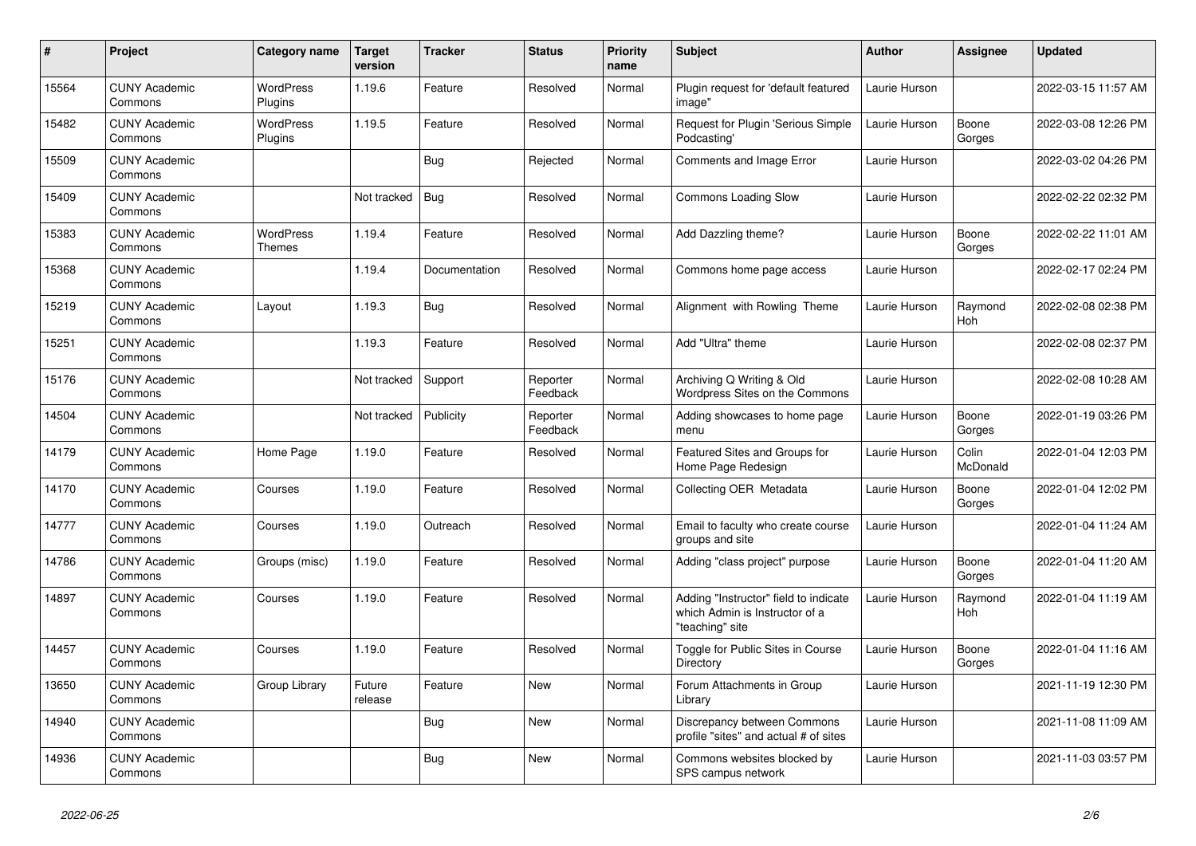| # | Project | Category name | Target version | Tracker | Status | Priority name | Subject | Author | Assignee | Updated |
|---|---|---|---|---|---|---|---|---|---|---|
| 15564 | CUNY Academic Commons | WordPress Plugins | 1.19.6 | Feature | Resolved | Normal | Plugin request for 'default featured image" | Laurie Hurson | | 2022-03-15 11:57 AM |
| 15482 | CUNY Academic Commons | WordPress Plugins | 1.19.5 | Feature | Resolved | Normal | Request for Plugin 'Serious Simple Podcasting' | Laurie Hurson | Boone Gorges | 2022-03-08 12:26 PM |
| 15509 | CUNY Academic Commons | | | Bug | Rejected | Normal | Comments and Image Error | Laurie Hurson | | 2022-03-02 04:26 PM |
| 15409 | CUNY Academic Commons | | Not tracked | Bug | Resolved | Normal | Commons Loading Slow | Laurie Hurson | | 2022-02-22 02:32 PM |
| 15383 | CUNY Academic Commons | WordPress Themes | 1.19.4 | Feature | Resolved | Normal | Add Dazzling theme? | Laurie Hurson | Boone Gorges | 2022-02-22 11:01 AM |
| 15368 | CUNY Academic Commons | | 1.19.4 | Documentation | Resolved | Normal | Commons home page access | Laurie Hurson | | 2022-02-17 02:24 PM |
| 15219 | CUNY Academic Commons | Layout | 1.19.3 | Bug | Resolved | Normal | Alignment with Rowling Theme | Laurie Hurson | Raymond Hoh | 2022-02-08 02:38 PM |
| 15251 | CUNY Academic Commons | | 1.19.3 | Feature | Resolved | Normal | Add "Ultra" theme | Laurie Hurson | | 2022-02-08 02:37 PM |
| 15176 | CUNY Academic Commons | | Not tracked | Support | Reporter Feedback | Normal | Archiving Q Writing & Old Wordpress Sites on the Commons | Laurie Hurson | | 2022-02-08 10:28 AM |
| 14504 | CUNY Academic Commons | | Not tracked | Publicity | Reporter Feedback | Normal | Adding showcases to home page menu | Laurie Hurson | Boone Gorges | 2022-01-19 03:26 PM |
| 14179 | CUNY Academic Commons | Home Page | 1.19.0 | Feature | Resolved | Normal | Featured Sites and Groups for Home Page Redesign | Laurie Hurson | Colin McDonald | 2022-01-04 12:03 PM |
| 14170 | CUNY Academic Commons | Courses | 1.19.0 | Feature | Resolved | Normal | Collecting OER Metadata | Laurie Hurson | Boone Gorges | 2022-01-04 12:02 PM |
| 14777 | CUNY Academic Commons | Courses | 1.19.0 | Outreach | Resolved | Normal | Email to faculty who create course groups and site | Laurie Hurson | | 2022-01-04 11:24 AM |
| 14786 | CUNY Academic Commons | Groups (misc) | 1.19.0 | Feature | Resolved | Normal | Adding "class project" purpose | Laurie Hurson | Boone Gorges | 2022-01-04 11:20 AM |
| 14897 | CUNY Academic Commons | Courses | 1.19.0 | Feature | Resolved | Normal | Adding "Instructor" field to indicate which Admin is Instructor of a "teaching" site | Laurie Hurson | Raymond Hoh | 2022-01-04 11:19 AM |
| 14457 | CUNY Academic Commons | Courses | 1.19.0 | Feature | Resolved | Normal | Toggle for Public Sites in Course Directory | Laurie Hurson | Boone Gorges | 2022-01-04 11:16 AM |
| 13650 | CUNY Academic Commons | Group Library | Future release | Feature | New | Normal | Forum Attachments in Group Library | Laurie Hurson | | 2021-11-19 12:30 PM |
| 14940 | CUNY Academic Commons | | | Bug | New | Normal | Discrepancy between Commons profile "sites" and actual # of sites | Laurie Hurson | | 2021-11-08 11:09 AM |
| 14936 | CUNY Academic Commons | | | Bug | New | Normal | Commons websites blocked by SPS campus network | Laurie Hurson | | 2021-11-03 03:57 PM |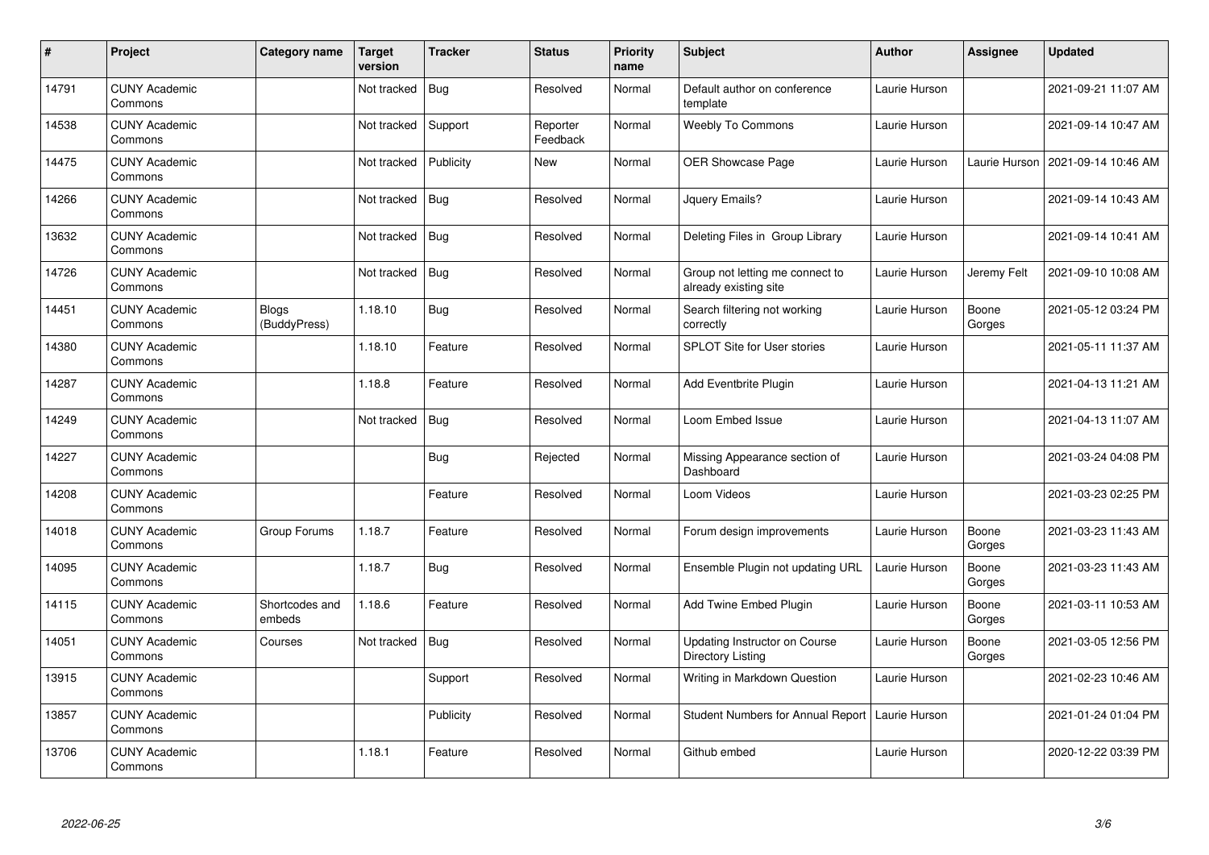| # | Project | Category name | Target version | Tracker | Status | Priority name | Subject | Author | Assignee | Updated |
|---|---|---|---|---|---|---|---|---|---|---|
| 14791 | CUNY Academic Commons | | Not tracked | Bug | Resolved | Normal | Default author on conference template | Laurie Hurson | | 2021-09-21 11:07 AM |
| 14538 | CUNY Academic Commons | | Not tracked | Support | Reporter Feedback | Normal | Weebly To Commons | Laurie Hurson | | 2021-09-14 10:47 AM |
| 14475 | CUNY Academic Commons | | Not tracked | Publicity | New | Normal | OER Showcase Page | Laurie Hurson | Laurie Hurson | 2021-09-14 10:46 AM |
| 14266 | CUNY Academic Commons | | Not tracked | Bug | Resolved | Normal | Jquery Emails? | Laurie Hurson | | 2021-09-14 10:43 AM |
| 13632 | CUNY Academic Commons | | Not tracked | Bug | Resolved | Normal | Deleting Files in Group Library | Laurie Hurson | | 2021-09-14 10:41 AM |
| 14726 | CUNY Academic Commons | | Not tracked | Bug | Resolved | Normal | Group not letting me connect to already existing site | Laurie Hurson | Jeremy Felt | 2021-09-10 10:08 AM |
| 14451 | CUNY Academic Commons | Blogs (BuddyPress) | 1.18.10 | Bug | Resolved | Normal | Search filtering not working correctly | Laurie Hurson | Boone Gorges | 2021-05-12 03:24 PM |
| 14380 | CUNY Academic Commons | | 1.18.10 | Feature | Resolved | Normal | SPLOT Site for User stories | Laurie Hurson | | 2021-05-11 11:37 AM |
| 14287 | CUNY Academic Commons | | 1.18.8 | Feature | Resolved | Normal | Add Eventbrite Plugin | Laurie Hurson | | 2021-04-13 11:21 AM |
| 14249 | CUNY Academic Commons | | Not tracked | Bug | Resolved | Normal | Loom Embed Issue | Laurie Hurson | | 2021-04-13 11:07 AM |
| 14227 | CUNY Academic Commons | | | Bug | Rejected | Normal | Missing Appearance section of Dashboard | Laurie Hurson | | 2021-03-24 04:08 PM |
| 14208 | CUNY Academic Commons | | | Feature | Resolved | Normal | Loom Videos | Laurie Hurson | | 2021-03-23 02:25 PM |
| 14018 | CUNY Academic Commons | Group Forums | 1.18.7 | Feature | Resolved | Normal | Forum design improvements | Laurie Hurson | Boone Gorges | 2021-03-23 11:43 AM |
| 14095 | CUNY Academic Commons | | 1.18.7 | Bug | Resolved | Normal | Ensemble Plugin not updating URL | Laurie Hurson | Boone Gorges | 2021-03-23 11:43 AM |
| 14115 | CUNY Academic Commons | Shortcodes and embeds | 1.18.6 | Feature | Resolved | Normal | Add Twine Embed Plugin | Laurie Hurson | Boone Gorges | 2021-03-11 10:53 AM |
| 14051 | CUNY Academic Commons | Courses | Not tracked | Bug | Resolved | Normal | Updating Instructor on Course Directory Listing | Laurie Hurson | Boone Gorges | 2021-03-05 12:56 PM |
| 13915 | CUNY Academic Commons | | | Support | Resolved | Normal | Writing in Markdown Question | Laurie Hurson | | 2021-02-23 10:46 AM |
| 13857 | CUNY Academic Commons | | | Publicity | Resolved | Normal | Student Numbers for Annual Report | Laurie Hurson | | 2021-01-24 01:04 PM |
| 13706 | CUNY Academic Commons | | 1.18.1 | Feature | Resolved | Normal | Github embed | Laurie Hurson | | 2020-12-22 03:39 PM |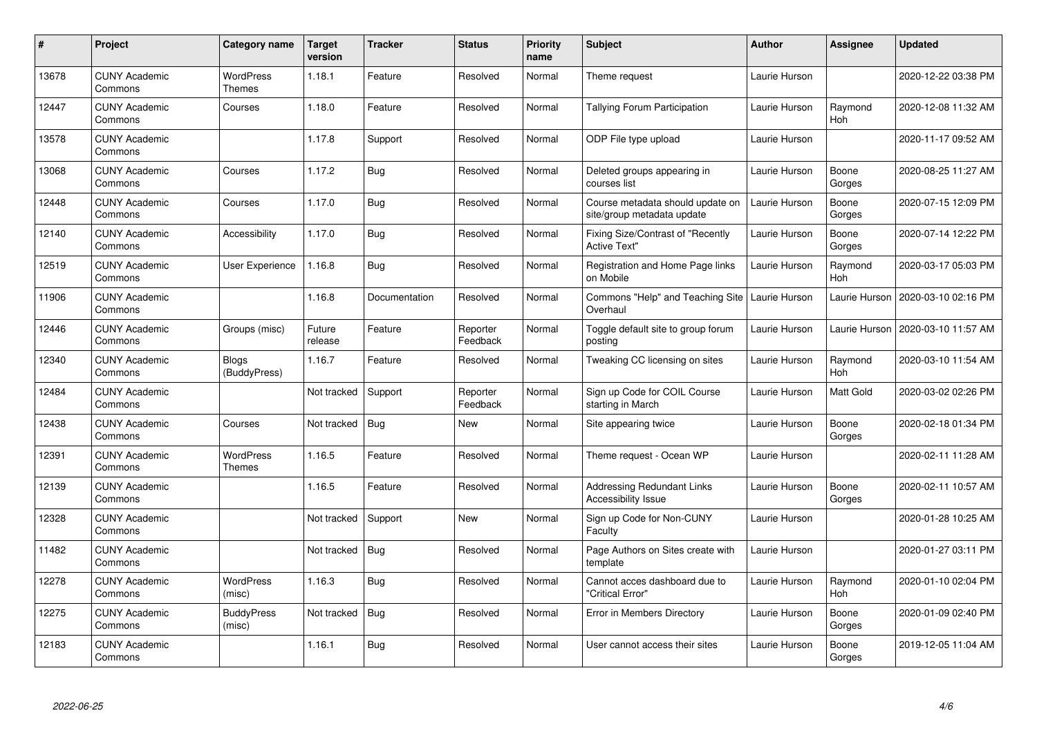| # | Project | Category name | Target version | Tracker | Status | Priority name | Subject | Author | Assignee | Updated |
|---|---|---|---|---|---|---|---|---|---|---|
| 13678 | CUNY Academic Commons | WordPress Themes | 1.18.1 | Feature | Resolved | Normal | Theme request | Laurie Hurson | | 2020-12-22 03:38 PM |
| 12447 | CUNY Academic Commons | Courses | 1.18.0 | Feature | Resolved | Normal | Tallying Forum Participation | Laurie Hurson | Raymond Hoh | 2020-12-08 11:32 AM |
| 13578 | CUNY Academic Commons | | 1.17.8 | Support | Resolved | Normal | ODP File type upload | Laurie Hurson | | 2020-11-17 09:52 AM |
| 13068 | CUNY Academic Commons | Courses | 1.17.2 | Bug | Resolved | Normal | Deleted groups appearing in courses list | Laurie Hurson | Boone Gorges | 2020-08-25 11:27 AM |
| 12448 | CUNY Academic Commons | Courses | 1.17.0 | Bug | Resolved | Normal | Course metadata should update on site/group metadata update | Laurie Hurson | Boone Gorges | 2020-07-15 12:09 PM |
| 12140 | CUNY Academic Commons | Accessibility | 1.17.0 | Bug | Resolved | Normal | Fixing Size/Contrast of "Recently Active Text" | Laurie Hurson | Boone Gorges | 2020-07-14 12:22 PM |
| 12519 | CUNY Academic Commons | User Experience | 1.16.8 | Bug | Resolved | Normal | Registration and Home Page links on Mobile | Laurie Hurson | Raymond Hoh | 2020-03-17 05:03 PM |
| 11906 | CUNY Academic Commons | | 1.16.8 | Documentation | Resolved | Normal | Commons "Help" and Teaching Site Overhaul | Laurie Hurson | Laurie Hurson | 2020-03-10 02:16 PM |
| 12446 | CUNY Academic Commons | Groups (misc) | Future release | Feature | Reporter Feedback | Normal | Toggle default site to group forum posting | Laurie Hurson | Laurie Hurson | 2020-03-10 11:57 AM |
| 12340 | CUNY Academic Commons | Blogs (BuddyPress) | 1.16.7 | Feature | Resolved | Normal | Tweaking CC licensing on sites | Laurie Hurson | Raymond Hoh | 2020-03-10 11:54 AM |
| 12484 | CUNY Academic Commons | | Not tracked | Support | Reporter Feedback | Normal | Sign up Code for COIL Course starting in March | Laurie Hurson | Matt Gold | 2020-03-02 02:26 PM |
| 12438 | CUNY Academic Commons | Courses | Not tracked | Bug | New | Normal | Site appearing twice | Laurie Hurson | Boone Gorges | 2020-02-18 01:34 PM |
| 12391 | CUNY Academic Commons | WordPress Themes | 1.16.5 | Feature | Resolved | Normal | Theme request - Ocean WP | Laurie Hurson | | 2020-02-11 11:28 AM |
| 12139 | CUNY Academic Commons | | 1.16.5 | Feature | Resolved | Normal | Addressing Redundant Links Accessibility Issue | Laurie Hurson | Boone Gorges | 2020-02-11 10:57 AM |
| 12328 | CUNY Academic Commons | | Not tracked | Support | New | Normal | Sign up Code for Non-CUNY Faculty | Laurie Hurson | | 2020-01-28 10:25 AM |
| 11482 | CUNY Academic Commons | | Not tracked | Bug | Resolved | Normal | Page Authors on Sites create with template | Laurie Hurson | | 2020-01-27 03:11 PM |
| 12278 | CUNY Academic Commons | WordPress (misc) | 1.16.3 | Bug | Resolved | Normal | Cannot acces dashboard due to "Critical Error" | Laurie Hurson | Raymond Hoh | 2020-01-10 02:04 PM |
| 12275 | CUNY Academic Commons | BuddyPress (misc) | Not tracked | Bug | Resolved | Normal | Error in Members Directory | Laurie Hurson | Boone Gorges | 2020-01-09 02:40 PM |
| 12183 | CUNY Academic Commons | | 1.16.1 | Bug | Resolved | Normal | User cannot access their sites | Laurie Hurson | Boone Gorges | 2019-12-05 11:04 AM |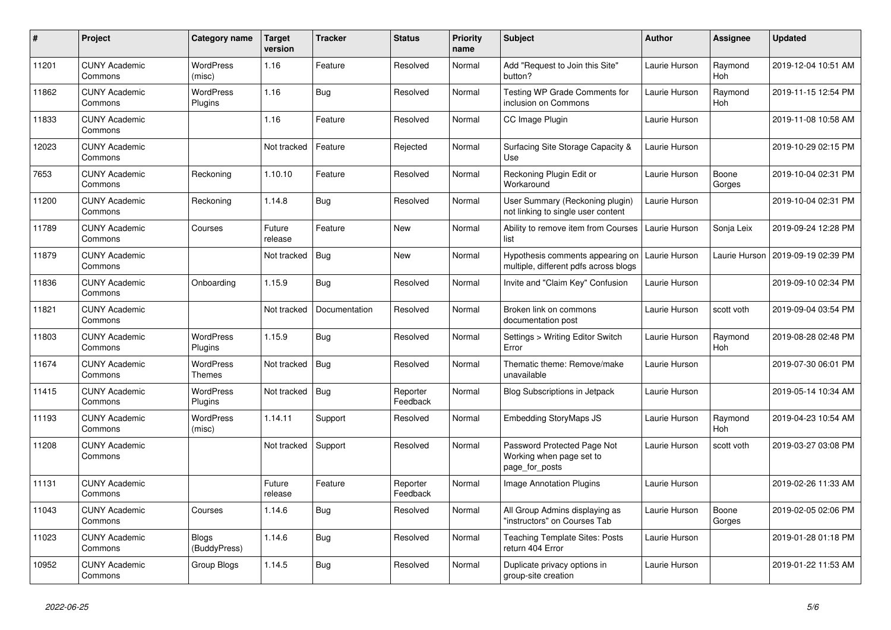| # | Project | Category name | Target version | Tracker | Status | Priority name | Subject | Author | Assignee | Updated |
|---|---|---|---|---|---|---|---|---|---|---|
| 11201 | CUNY Academic Commons | WordPress (misc) | 1.16 | Feature | Resolved | Normal | Add "Request to Join this Site" button? | Laurie Hurson | Raymond Hoh | 2019-12-04 10:51 AM |
| 11862 | CUNY Academic Commons | WordPress Plugins | 1.16 | Bug | Resolved | Normal | Testing WP Grade Comments for inclusion on Commons | Laurie Hurson | Raymond Hoh | 2019-11-15 12:54 PM |
| 11833 | CUNY Academic Commons | | 1.16 | Feature | Resolved | Normal | CC Image Plugin | Laurie Hurson | | 2019-11-08 10:58 AM |
| 12023 | CUNY Academic Commons | | Not tracked | Feature | Rejected | Normal | Surfacing Site Storage Capacity & Use | Laurie Hurson | | 2019-10-29 02:15 PM |
| 7653 | CUNY Academic Commons | Reckoning | 1.10.10 | Feature | Resolved | Normal | Reckoning Plugin Edit or Workaround | Laurie Hurson | Boone Gorges | 2019-10-04 02:31 PM |
| 11200 | CUNY Academic Commons | Reckoning | 1.14.8 | Bug | Resolved | Normal | User Summary (Reckoning plugin) not linking to single user content | Laurie Hurson | | 2019-10-04 02:31 PM |
| 11789 | CUNY Academic Commons | Courses | Future release | Feature | New | Normal | Ability to remove item from Courses list | Laurie Hurson | Sonja Leix | 2019-09-24 12:28 PM |
| 11879 | CUNY Academic Commons | | Not tracked | Bug | New | Normal | Hypothesis comments appearing on multiple, different pdfs across blogs | Laurie Hurson | Laurie Hurson | 2019-09-19 02:39 PM |
| 11836 | CUNY Academic Commons | Onboarding | 1.15.9 | Bug | Resolved | Normal | Invite and "Claim Key" Confusion | Laurie Hurson | | 2019-09-10 02:34 PM |
| 11821 | CUNY Academic Commons | | Not tracked | Documentation | Resolved | Normal | Broken link on commons documentation post | Laurie Hurson | scott voth | 2019-09-04 03:54 PM |
| 11803 | CUNY Academic Commons | WordPress Plugins | 1.15.9 | Bug | Resolved | Normal | Settings > Writing Editor Switch Error | Laurie Hurson | Raymond Hoh | 2019-08-28 02:48 PM |
| 11674 | CUNY Academic Commons | WordPress Themes | Not tracked | Bug | Resolved | Normal | Thematic theme: Remove/make unavailable | Laurie Hurson | | 2019-07-30 06:01 PM |
| 11415 | CUNY Academic Commons | WordPress Plugins | Not tracked | Bug | Reporter Feedback | Normal | Blog Subscriptions in Jetpack | Laurie Hurson | | 2019-05-14 10:34 AM |
| 11193 | CUNY Academic Commons | WordPress (misc) | 1.14.11 | Support | Resolved | Normal | Embedding StoryMaps JS | Laurie Hurson | Raymond Hoh | 2019-04-23 10:54 AM |
| 11208 | CUNY Academic Commons | | Not tracked | Support | Resolved | Normal | Password Protected Page Not Working when page set to page_for_posts | Laurie Hurson | scott voth | 2019-03-27 03:08 PM |
| 11131 | CUNY Academic Commons | | Future release | Feature | Reporter Feedback | Normal | Image Annotation Plugins | Laurie Hurson | | 2019-02-26 11:33 AM |
| 11043 | CUNY Academic Commons | Courses | 1.14.6 | Bug | Resolved | Normal | All Group Admins displaying as "instructors" on Courses Tab | Laurie Hurson | Boone Gorges | 2019-02-05 02:06 PM |
| 11023 | CUNY Academic Commons | Blogs (BuddyPress) | 1.14.6 | Bug | Resolved | Normal | Teaching Template Sites: Posts return 404 Error | Laurie Hurson | | 2019-01-28 01:18 PM |
| 10952 | CUNY Academic Commons | Group Blogs | 1.14.5 | Bug | Resolved | Normal | Duplicate privacy options in group-site creation | Laurie Hurson | | 2019-01-22 11:53 AM |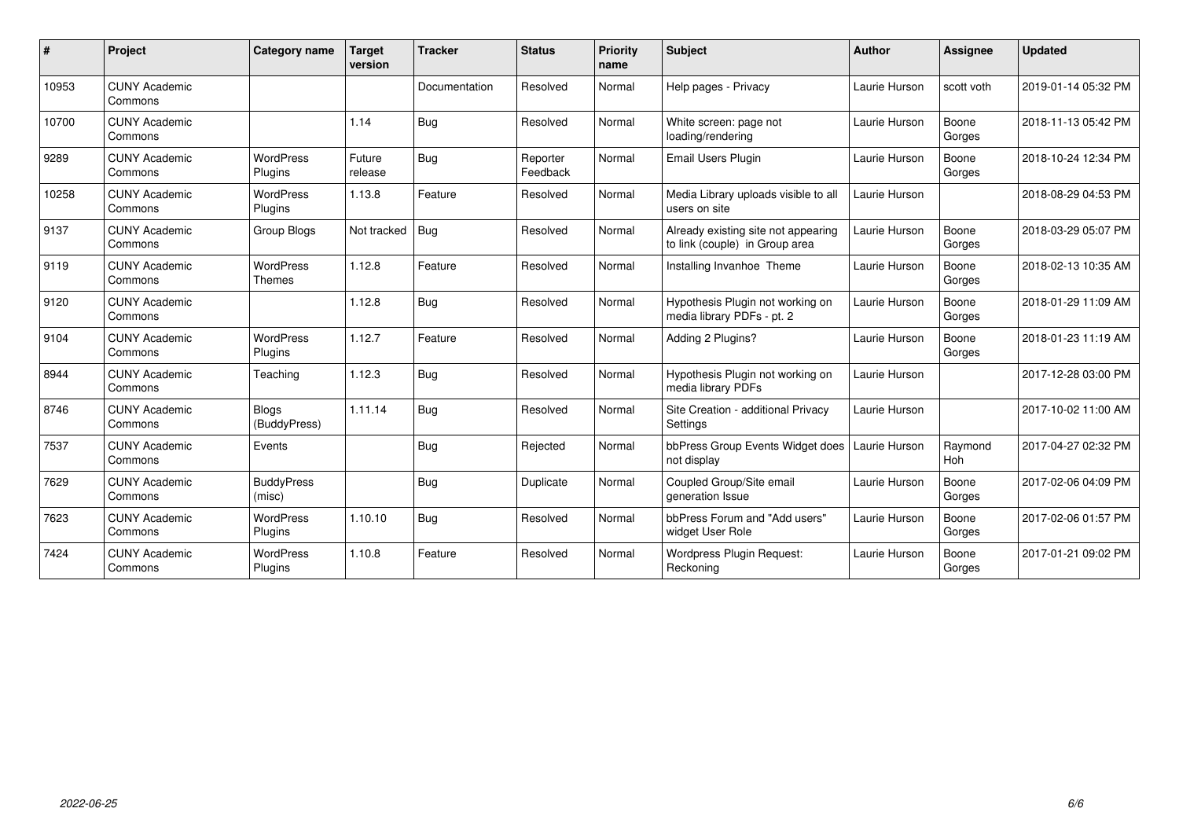| # | Project | Category name | Target version | Tracker | Status | Priority name | Subject | Author | Assignee | Updated |
|---|---|---|---|---|---|---|---|---|---|---|
| 10953 | CUNY Academic Commons | | | Documentation | Resolved | Normal | Help pages - Privacy | Laurie Hurson | scott voth | 2019-01-14 05:32 PM |
| 10700 | CUNY Academic Commons | | 1.14 | Bug | Resolved | Normal | White screen: page not loading/rendering | Laurie Hurson | Boone Gorges | 2018-11-13 05:42 PM |
| 9289 | CUNY Academic Commons | WordPress Plugins | Future release | Bug | Reporter Feedback | Normal | Email Users Plugin | Laurie Hurson | Boone Gorges | 2018-10-24 12:34 PM |
| 10258 | CUNY Academic Commons | WordPress Plugins | 1.13.8 | Feature | Resolved | Normal | Media Library uploads visible to all users on site | Laurie Hurson | | 2018-08-29 04:53 PM |
| 9137 | CUNY Academic Commons | Group Blogs | Not tracked | Bug | Resolved | Normal | Already existing site not appearing to link (couple) in Group area | Laurie Hurson | Boone Gorges | 2018-03-29 05:07 PM |
| 9119 | CUNY Academic Commons | WordPress Themes | 1.12.8 | Feature | Resolved | Normal | Installing Invanhoe Theme | Laurie Hurson | Boone Gorges | 2018-02-13 10:35 AM |
| 9120 | CUNY Academic Commons | | 1.12.8 | Bug | Resolved | Normal | Hypothesis Plugin not working on media library PDFs - pt. 2 | Laurie Hurson | Boone Gorges | 2018-01-29 11:09 AM |
| 9104 | CUNY Academic Commons | WordPress Plugins | 1.12.7 | Feature | Resolved | Normal | Adding 2 Plugins? | Laurie Hurson | Boone Gorges | 2018-01-23 11:19 AM |
| 8944 | CUNY Academic Commons | Teaching | 1.12.3 | Bug | Resolved | Normal | Hypothesis Plugin not working on media library PDFs | Laurie Hurson | | 2017-12-28 03:00 PM |
| 8746 | CUNY Academic Commons | Blogs (BuddyPress) | 1.11.14 | Bug | Resolved | Normal | Site Creation - additional Privacy Settings | Laurie Hurson | | 2017-10-02 11:00 AM |
| 7537 | CUNY Academic Commons | Events | | Bug | Rejected | Normal | bbPress Group Events Widget does not display | Laurie Hurson | Raymond Hoh | 2017-04-27 02:32 PM |
| 7629 | CUNY Academic Commons | BuddyPress (misc) | | Bug | Duplicate | Normal | Coupled Group/Site email generation Issue | Laurie Hurson | Boone Gorges | 2017-02-06 04:09 PM |
| 7623 | CUNY Academic Commons | WordPress Plugins | 1.10.10 | Bug | Resolved | Normal | bbPress Forum and "Add users" widget User Role | Laurie Hurson | Boone Gorges | 2017-02-06 01:57 PM |
| 7424 | CUNY Academic Commons | WordPress Plugins | 1.10.8 | Feature | Resolved | Normal | Wordpress Plugin Request: Reckoning | Laurie Hurson | Boone Gorges | 2017-01-21 09:02 PM |